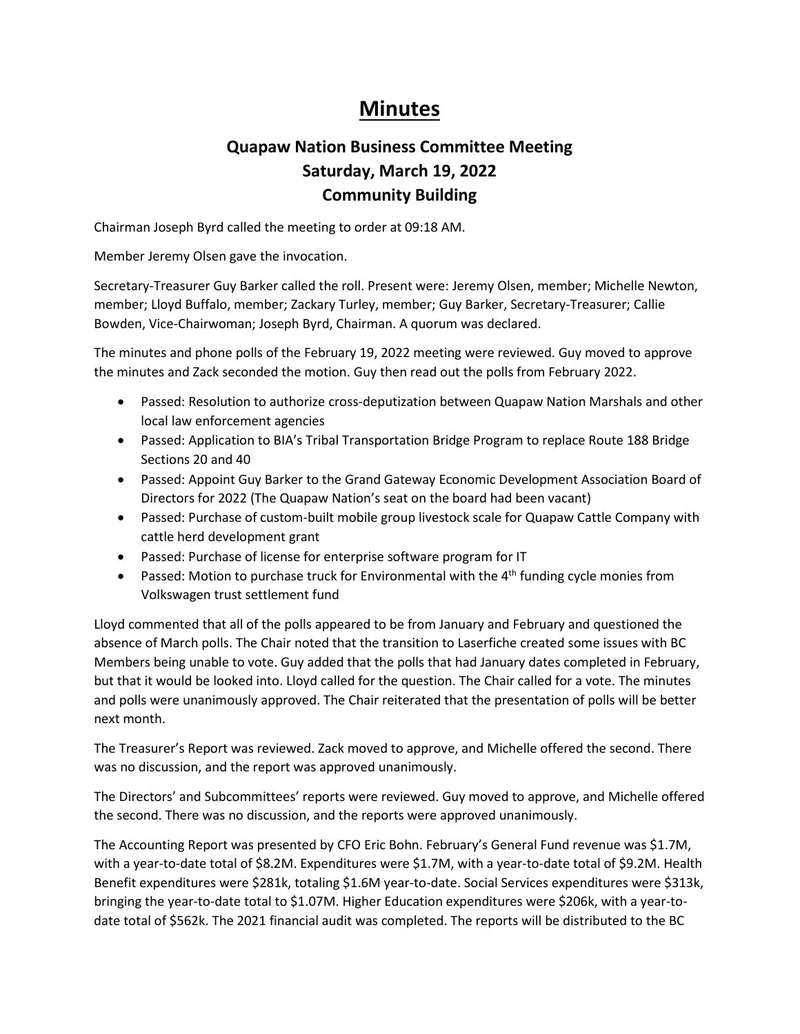# Minutes

## Quapaw Nation Business Committee Meeting
## Saturday, March 19, 2022
## Community Building

Chairman Joseph Byrd called the meeting to order at 09:18 AM.

Member Jeremy Olsen gave the invocation.

Secretary-Treasurer Guy Barker called the roll. Present were: Jeremy Olsen, member; Michelle Newton, member; Lloyd Buffalo, member; Zackary Turley, member; Guy Barker, Secretary-Treasurer; Callie Bowden, Vice-Chairwoman; Joseph Byrd, Chairman. A quorum was declared.

The minutes and phone polls of the February 19, 2022 meeting were reviewed. Guy moved to approve the minutes and Zack seconded the motion. Guy then read out the polls from February 2022.

- Passed: Resolution to authorize cross-deputization between Quapaw Nation Marshals and other local law enforcement agencies
- Passed: Application to BIA's Tribal Transportation Bridge Program to replace Route 188 Bridge Sections 20 and 40
- Passed: Appoint Guy Barker to the Grand Gateway Economic Development Association Board of Directors for 2022 (The Quapaw Nation's seat on the board had been vacant)
- Passed: Purchase of custom-built mobile group livestock scale for Quapaw Cattle Company with cattle herd development grant
- Passed: Purchase of license for enterprise software program for IT
- Passed: Motion to purchase truck for Environmental with the 4th funding cycle monies from Volkswagen trust settlement fund

Lloyd commented that all of the polls appeared to be from January and February and questioned the absence of March polls. The Chair noted that the transition to Laserfiche created some issues with BC Members being unable to vote. Guy added that the polls that had January dates completed in February, but that it would be looked into. Lloyd called for the question. The Chair called for a vote. The minutes and polls were unanimously approved. The Chair reiterated that the presentation of polls will be better next month.

The Treasurer's Report was reviewed. Zack moved to approve, and Michelle offered the second. There was no discussion, and the report was approved unanimously.

The Directors' and Subcommittees' reports were reviewed. Guy moved to approve, and Michelle offered the second. There was no discussion, and the reports were approved unanimously.

The Accounting Report was presented by CFO Eric Bohn. February's General Fund revenue was $1.7M, with a year-to-date total of $8.2M. Expenditures were $1.7M, with a year-to-date total of $9.2M. Health Benefit expenditures were $281k, totaling $1.6M year-to-date. Social Services expenditures were $313k, bringing the year-to-date total to $1.07M. Higher Education expenditures were $206k, with a year-to-date total of $562k. The 2021 financial audit was completed. The reports will be distributed to the BC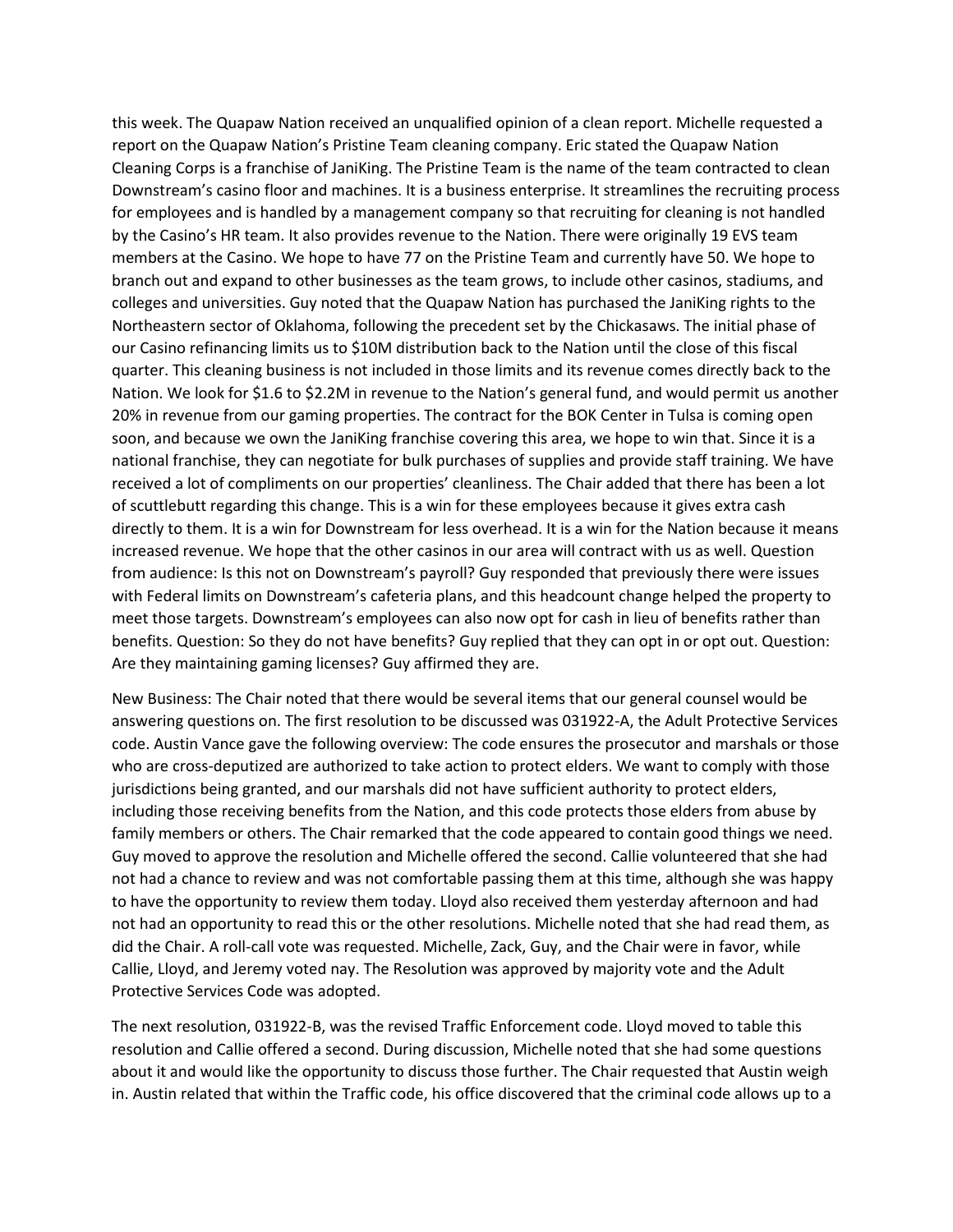this week. The Quapaw Nation received an unqualified opinion of a clean report. Michelle requested a report on the Quapaw Nation's Pristine Team cleaning company. Eric stated the Quapaw Nation Cleaning Corps is a franchise of JaniKing. The Pristine Team is the name of the team contracted to clean Downstream's casino floor and machines. It is a business enterprise. It streamlines the recruiting process for employees and is handled by a management company so that recruiting for cleaning is not handled by the Casino's HR team. It also provides revenue to the Nation. There were originally 19 EVS team members at the Casino. We hope to have 77 on the Pristine Team and currently have 50. We hope to branch out and expand to other businesses as the team grows, to include other casinos, stadiums, and colleges and universities. Guy noted that the Quapaw Nation has purchased the JaniKing rights to the Northeastern sector of Oklahoma, following the precedent set by the Chickasaws. The initial phase of our Casino refinancing limits us to $10M distribution back to the Nation until the close of this fiscal quarter. This cleaning business is not included in those limits and its revenue comes directly back to the Nation. We look for $1.6 to $2.2M in revenue to the Nation's general fund, and would permit us another 20% in revenue from our gaming properties. The contract for the BOK Center in Tulsa is coming open soon, and because we own the JaniKing franchise covering this area, we hope to win that. Since it is a national franchise, they can negotiate for bulk purchases of supplies and provide staff training. We have received a lot of compliments on our properties' cleanliness. The Chair added that there has been a lot of scuttlebutt regarding this change. This is a win for these employees because it gives extra cash directly to them. It is a win for Downstream for less overhead. It is a win for the Nation because it means increased revenue. We hope that the other casinos in our area will contract with us as well. Question from audience: Is this not on Downstream's payroll? Guy responded that previously there were issues with Federal limits on Downstream's cafeteria plans, and this headcount change helped the property to meet those targets. Downstream's employees can also now opt for cash in lieu of benefits rather than benefits. Question: So they do not have benefits? Guy replied that they can opt in or opt out. Question: Are they maintaining gaming licenses? Guy affirmed they are.

New Business: The Chair noted that there would be several items that our general counsel would be answering questions on. The first resolution to be discussed was 031922-A, the Adult Protective Services code. Austin Vance gave the following overview: The code ensures the prosecutor and marshals or those who are cross-deputized are authorized to take action to protect elders. We want to comply with those jurisdictions being granted, and our marshals did not have sufficient authority to protect elders, including those receiving benefits from the Nation, and this code protects those elders from abuse by family members or others. The Chair remarked that the code appeared to contain good things we need. Guy moved to approve the resolution and Michelle offered the second. Callie volunteered that she had not had a chance to review and was not comfortable passing them at this time, although she was happy to have the opportunity to review them today. Lloyd also received them yesterday afternoon and had not had an opportunity to read this or the other resolutions. Michelle noted that she had read them, as did the Chair. A roll-call vote was requested. Michelle, Zack, Guy, and the Chair were in favor, while Callie, Lloyd, and Jeremy voted nay. The Resolution was approved by majority vote and the Adult Protective Services Code was adopted.

The next resolution, 031922-B, was the revised Traffic Enforcement code. Lloyd moved to table this resolution and Callie offered a second. During discussion, Michelle noted that she had some questions about it and would like the opportunity to discuss those further. The Chair requested that Austin weigh in. Austin related that within the Traffic code, his office discovered that the criminal code allows up to a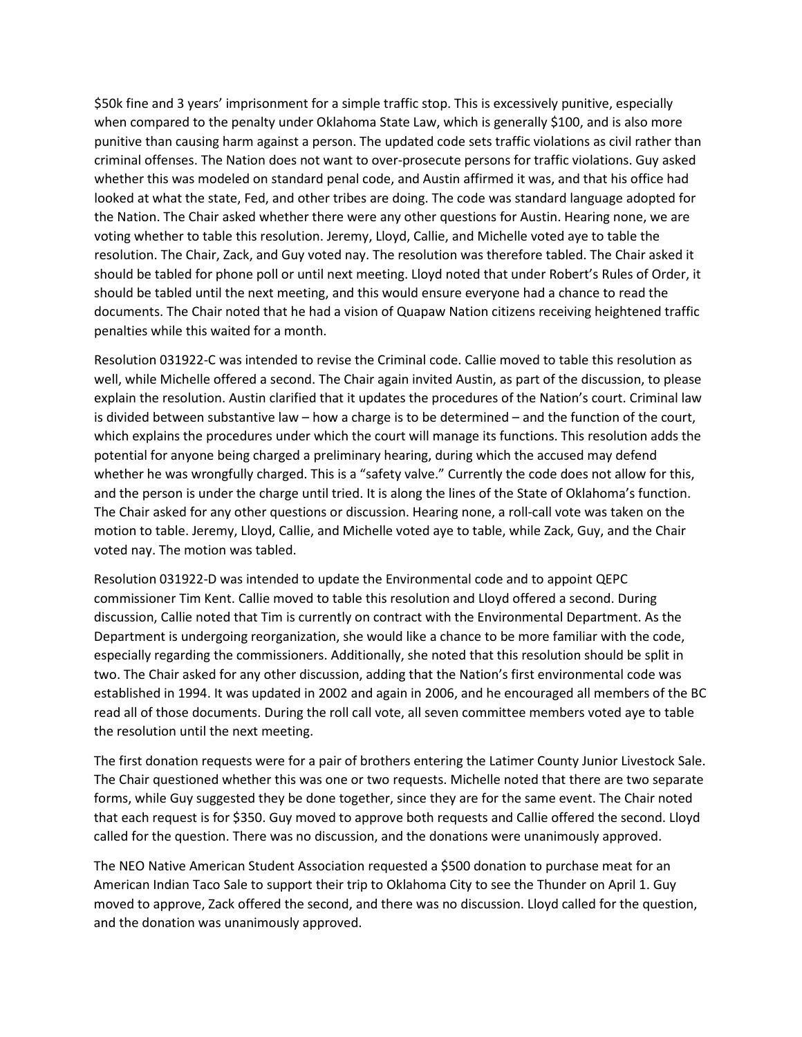$50k fine and 3 years' imprisonment for a simple traffic stop. This is excessively punitive, especially when compared to the penalty under Oklahoma State Law, which is generally $100, and is also more punitive than causing harm against a person. The updated code sets traffic violations as civil rather than criminal offenses. The Nation does not want to over-prosecute persons for traffic violations. Guy asked whether this was modeled on standard penal code, and Austin affirmed it was, and that his office had looked at what the state, Fed, and other tribes are doing. The code was standard language adopted for the Nation. The Chair asked whether there were any other questions for Austin. Hearing none, we are voting whether to table this resolution. Jeremy, Lloyd, Callie, and Michelle voted aye to table the resolution. The Chair, Zack, and Guy voted nay. The resolution was therefore tabled. The Chair asked it should be tabled for phone poll or until next meeting. Lloyd noted that under Robert's Rules of Order, it should be tabled until the next meeting, and this would ensure everyone had a chance to read the documents. The Chair noted that he had a vision of Quapaw Nation citizens receiving heightened traffic penalties while this waited for a month.

Resolution 031922-C was intended to revise the Criminal code. Callie moved to table this resolution as well, while Michelle offered a second. The Chair again invited Austin, as part of the discussion, to please explain the resolution. Austin clarified that it updates the procedures of the Nation's court. Criminal law is divided between substantive law – how a charge is to be determined – and the function of the court, which explains the procedures under which the court will manage its functions. This resolution adds the potential for anyone being charged a preliminary hearing, during which the accused may defend whether he was wrongfully charged. This is a "safety valve." Currently the code does not allow for this, and the person is under the charge until tried. It is along the lines of the State of Oklahoma's function. The Chair asked for any other questions or discussion. Hearing none, a roll-call vote was taken on the motion to table. Jeremy, Lloyd, Callie, and Michelle voted aye to table, while Zack, Guy, and the Chair voted nay. The motion was tabled.

Resolution 031922-D was intended to update the Environmental code and to appoint QEPC commissioner Tim Kent. Callie moved to table this resolution and Lloyd offered a second. During discussion, Callie noted that Tim is currently on contract with the Environmental Department. As the Department is undergoing reorganization, she would like a chance to be more familiar with the code, especially regarding the commissioners. Additionally, she noted that this resolution should be split in two. The Chair asked for any other discussion, adding that the Nation's first environmental code was established in 1994. It was updated in 2002 and again in 2006, and he encouraged all members of the BC read all of those documents. During the roll call vote, all seven committee members voted aye to table the resolution until the next meeting.

The first donation requests were for a pair of brothers entering the Latimer County Junior Livestock Sale. The Chair questioned whether this was one or two requests. Michelle noted that there are two separate forms, while Guy suggested they be done together, since they are for the same event. The Chair noted that each request is for $350. Guy moved to approve both requests and Callie offered the second. Lloyd called for the question. There was no discussion, and the donations were unanimously approved.

The NEO Native American Student Association requested a $500 donation to purchase meat for an American Indian Taco Sale to support their trip to Oklahoma City to see the Thunder on April 1. Guy moved to approve, Zack offered the second, and there was no discussion. Lloyd called for the question, and the donation was unanimously approved.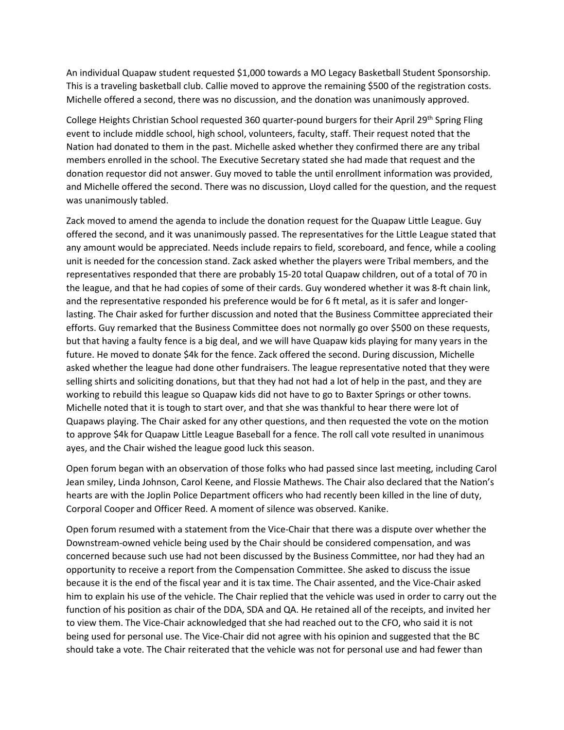An individual Quapaw student requested $1,000 towards a MO Legacy Basketball Student Sponsorship. This is a traveling basketball club. Callie moved to approve the remaining $500 of the registration costs. Michelle offered a second, there was no discussion, and the donation was unanimously approved.

College Heights Christian School requested 360 quarter-pound burgers for their April 29th Spring Fling event to include middle school, high school, volunteers, faculty, staff. Their request noted that the Nation had donated to them in the past. Michelle asked whether they confirmed there are any tribal members enrolled in the school. The Executive Secretary stated she had made that request and the donation requestor did not answer. Guy moved to table the until enrollment information was provided, and Michelle offered the second. There was no discussion, Lloyd called for the question, and the request was unanimously tabled.

Zack moved to amend the agenda to include the donation request for the Quapaw Little League. Guy offered the second, and it was unanimously passed. The representatives for the Little League stated that any amount would be appreciated. Needs include repairs to field, scoreboard, and fence, while a cooling unit is needed for the concession stand. Zack asked whether the players were Tribal members, and the representatives responded that there are probably 15-20 total Quapaw children, out of a total of 70 in the league, and that he had copies of some of their cards. Guy wondered whether it was 8-ft chain link, and the representative responded his preference would be for 6 ft metal, as it is safer and longer-lasting. The Chair asked for further discussion and noted that the Business Committee appreciated their efforts. Guy remarked that the Business Committee does not normally go over $500 on these requests, but that having a faulty fence is a big deal, and we will have Quapaw kids playing for many years in the future. He moved to donate $4k for the fence. Zack offered the second. During discussion, Michelle asked whether the league had done other fundraisers. The league representative noted that they were selling shirts and soliciting donations, but that they had not had a lot of help in the past, and they are working to rebuild this league so Quapaw kids did not have to go to Baxter Springs or other towns. Michelle noted that it is tough to start over, and that she was thankful to hear there were lot of Quapaws playing. The Chair asked for any other questions, and then requested the vote on the motion to approve $4k for Quapaw Little League Baseball for a fence. The roll call vote resulted in unanimous ayes, and the Chair wished the league good luck this season.

Open forum began with an observation of those folks who had passed since last meeting, including Carol Jean smiley, Linda Johnson, Carol Keene, and Flossie Mathews. The Chair also declared that the Nation's hearts are with the Joplin Police Department officers who had recently been killed in the line of duty, Corporal Cooper and Officer Reed. A moment of silence was observed. Kanike.

Open forum resumed with a statement from the Vice-Chair that there was a dispute over whether the Downstream-owned vehicle being used by the Chair should be considered compensation, and was concerned because such use had not been discussed by the Business Committee, nor had they had an opportunity to receive a report from the Compensation Committee. She asked to discuss the issue because it is the end of the fiscal year and it is tax time. The Chair assented, and the Vice-Chair asked him to explain his use of the vehicle. The Chair replied that the vehicle was used in order to carry out the function of his position as chair of the DDA, SDA and QA. He retained all of the receipts, and invited her to view them. The Vice-Chair acknowledged that she had reached out to the CFO, who said it is not being used for personal use. The Vice-Chair did not agree with his opinion and suggested that the BC should take a vote. The Chair reiterated that the vehicle was not for personal use and had fewer than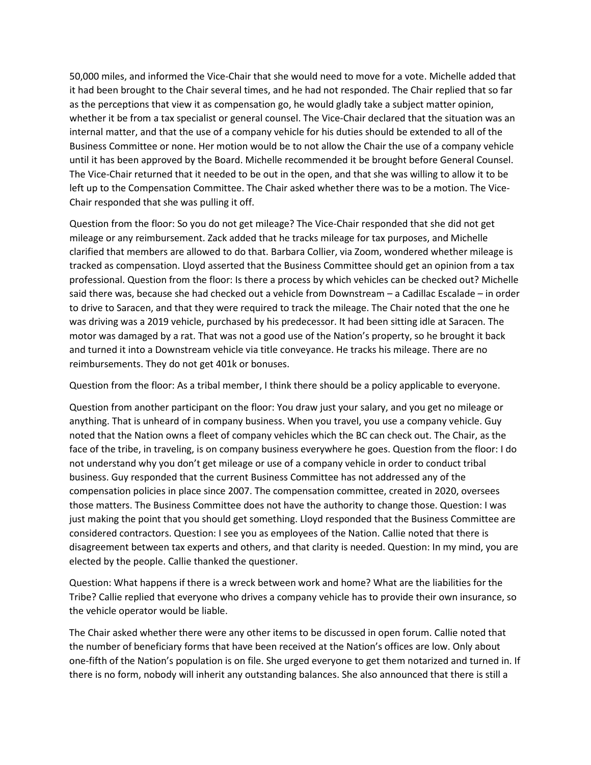50,000 miles, and informed the Vice-Chair that she would need to move for a vote. Michelle added that it had been brought to the Chair several times, and he had not responded. The Chair replied that so far as the perceptions that view it as compensation go, he would gladly take a subject matter opinion, whether it be from a tax specialist or general counsel. The Vice-Chair declared that the situation was an internal matter, and that the use of a company vehicle for his duties should be extended to all of the Business Committee or none. Her motion would be to not allow the Chair the use of a company vehicle until it has been approved by the Board. Michelle recommended it be brought before General Counsel. The Vice-Chair returned that it needed to be out in the open, and that she was willing to allow it to be left up to the Compensation Committee. The Chair asked whether there was to be a motion. The Vice-Chair responded that she was pulling it off.

Question from the floor: So you do not get mileage? The Vice-Chair responded that she did not get mileage or any reimbursement. Zack added that he tracks mileage for tax purposes, and Michelle clarified that members are allowed to do that. Barbara Collier, via Zoom, wondered whether mileage is tracked as compensation. Lloyd asserted that the Business Committee should get an opinion from a tax professional. Question from the floor: Is there a process by which vehicles can be checked out? Michelle said there was, because she had checked out a vehicle from Downstream – a Cadillac Escalade – in order to drive to Saracen, and that they were required to track the mileage. The Chair noted that the one he was driving was a 2019 vehicle, purchased by his predecessor. It had been sitting idle at Saracen. The motor was damaged by a rat. That was not a good use of the Nation's property, so he brought it back and turned it into a Downstream vehicle via title conveyance. He tracks his mileage. There are no reimbursements. They do not get 401k or bonuses.

Question from the floor: As a tribal member, I think there should be a policy applicable to everyone.

Question from another participant on the floor: You draw just your salary, and you get no mileage or anything. That is unheard of in company business. When you travel, you use a company vehicle. Guy noted that the Nation owns a fleet of company vehicles which the BC can check out. The Chair, as the face of the tribe, in traveling, is on company business everywhere he goes. Question from the floor: I do not understand why you don't get mileage or use of a company vehicle in order to conduct tribal business. Guy responded that the current Business Committee has not addressed any of the compensation policies in place since 2007. The compensation committee, created in 2020, oversees those matters. The Business Committee does not have the authority to change those. Question: I was just making the point that you should get something. Lloyd responded that the Business Committee are considered contractors. Question: I see you as employees of the Nation. Callie noted that there is disagreement between tax experts and others, and that clarity is needed. Question: In my mind, you are elected by the people. Callie thanked the questioner.

Question: What happens if there is a wreck between work and home? What are the liabilities for the Tribe? Callie replied that everyone who drives a company vehicle has to provide their own insurance, so the vehicle operator would be liable.

The Chair asked whether there were any other items to be discussed in open forum. Callie noted that the number of beneficiary forms that have been received at the Nation's offices are low. Only about one-fifth of the Nation's population is on file. She urged everyone to get them notarized and turned in. If there is no form, nobody will inherit any outstanding balances. She also announced that there is still a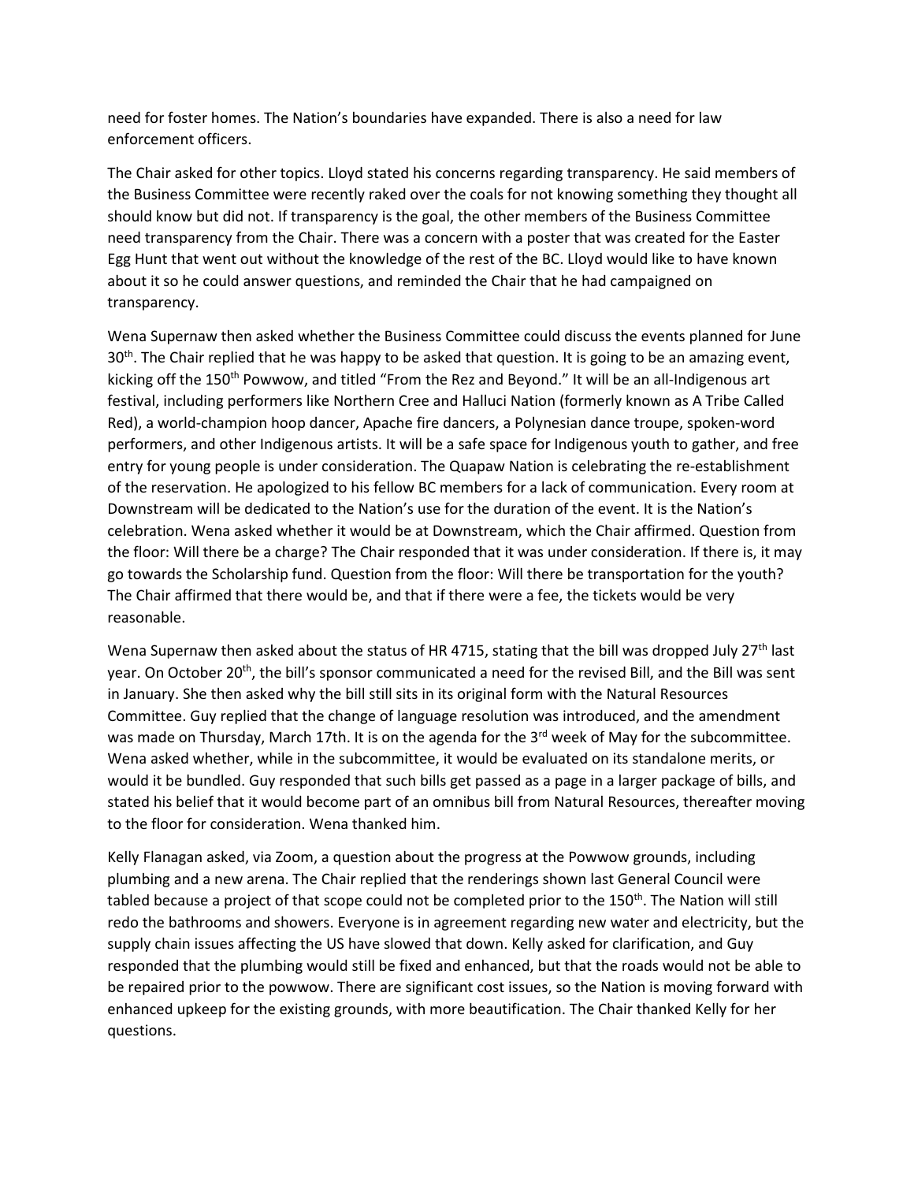need for foster homes. The Nation's boundaries have expanded. There is also a need for law enforcement officers.

The Chair asked for other topics. Lloyd stated his concerns regarding transparency. He said members of the Business Committee were recently raked over the coals for not knowing something they thought all should know but did not. If transparency is the goal, the other members of the Business Committee need transparency from the Chair. There was a concern with a poster that was created for the Easter Egg Hunt that went out without the knowledge of the rest of the BC. Lloyd would like to have known about it so he could answer questions, and reminded the Chair that he had campaigned on transparency.

Wena Supernaw then asked whether the Business Committee could discuss the events planned for June 30th. The Chair replied that he was happy to be asked that question. It is going to be an amazing event, kicking off the 150th Powwow, and titled "From the Rez and Beyond." It will be an all-Indigenous art festival, including performers like Northern Cree and Halluci Nation (formerly known as A Tribe Called Red), a world-champion hoop dancer, Apache fire dancers, a Polynesian dance troupe, spoken-word performers, and other Indigenous artists. It will be a safe space for Indigenous youth to gather, and free entry for young people is under consideration. The Quapaw Nation is celebrating the re-establishment of the reservation. He apologized to his fellow BC members for a lack of communication. Every room at Downstream will be dedicated to the Nation's use for the duration of the event. It is the Nation's celebration. Wena asked whether it would be at Downstream, which the Chair affirmed. Question from the floor: Will there be a charge? The Chair responded that it was under consideration. If there is, it may go towards the Scholarship fund. Question from the floor: Will there be transportation for the youth? The Chair affirmed that there would be, and that if there were a fee, the tickets would be very reasonable.

Wena Supernaw then asked about the status of HR 4715, stating that the bill was dropped July 27th last year. On October 20th, the bill's sponsor communicated a need for the revised Bill, and the Bill was sent in January. She then asked why the bill still sits in its original form with the Natural Resources Committee. Guy replied that the change of language resolution was introduced, and the amendment was made on Thursday, March 17th. It is on the agenda for the 3rd week of May for the subcommittee. Wena asked whether, while in the subcommittee, it would be evaluated on its standalone merits, or would it be bundled. Guy responded that such bills get passed as a page in a larger package of bills, and stated his belief that it would become part of an omnibus bill from Natural Resources, thereafter moving to the floor for consideration. Wena thanked him.

Kelly Flanagan asked, via Zoom, a question about the progress at the Powwow grounds, including plumbing and a new arena. The Chair replied that the renderings shown last General Council were tabled because a project of that scope could not be completed prior to the 150th. The Nation will still redo the bathrooms and showers. Everyone is in agreement regarding new water and electricity, but the supply chain issues affecting the US have slowed that down. Kelly asked for clarification, and Guy responded that the plumbing would still be fixed and enhanced, but that the roads would not be able to be repaired prior to the powwow. There are significant cost issues, so the Nation is moving forward with enhanced upkeep for the existing grounds, with more beautification. The Chair thanked Kelly for her questions.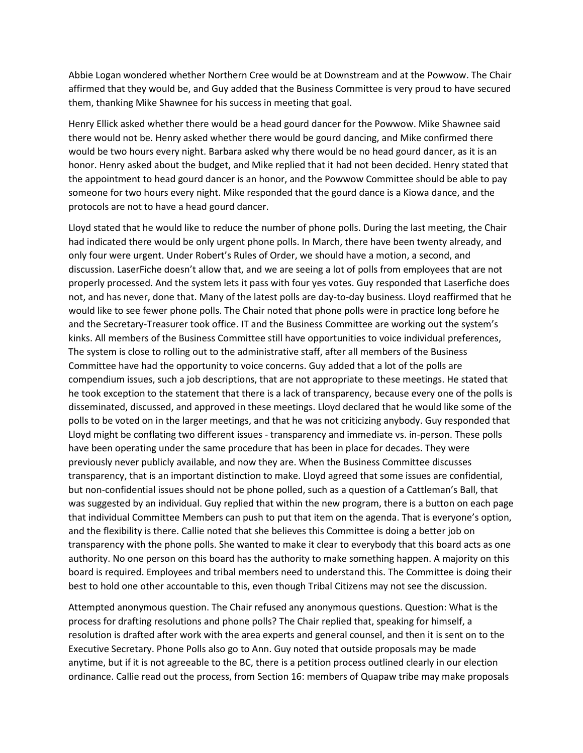Abbie Logan wondered whether Northern Cree would be at Downstream and at the Powwow. The Chair affirmed that they would be, and Guy added that the Business Committee is very proud to have secured them, thanking Mike Shawnee for his success in meeting that goal.

Henry Ellick asked whether there would be a head gourd dancer for the Powwow. Mike Shawnee said there would not be. Henry asked whether there would be gourd dancing, and Mike confirmed there would be two hours every night. Barbara asked why there would be no head gourd dancer, as it is an honor. Henry asked about the budget, and Mike replied that it had not been decided. Henry stated that the appointment to head gourd dancer is an honor, and the Powwow Committee should be able to pay someone for two hours every night. Mike responded that the gourd dance is a Kiowa dance, and the protocols are not to have a head gourd dancer.

Lloyd stated that he would like to reduce the number of phone polls. During the last meeting, the Chair had indicated there would be only urgent phone polls. In March, there have been twenty already, and only four were urgent. Under Robert's Rules of Order, we should have a motion, a second, and discussion. LaserFiche doesn't allow that, and we are seeing a lot of polls from employees that are not properly processed. And the system lets it pass with four yes votes. Guy responded that Laserfiche does not, and has never, done that. Many of the latest polls are day-to-day business. Lloyd reaffirmed that he would like to see fewer phone polls. The Chair noted that phone polls were in practice long before he and the Secretary-Treasurer took office. IT and the Business Committee are working out the system's kinks. All members of the Business Committee still have opportunities to voice individual preferences, The system is close to rolling out to the administrative staff, after all members of the Business Committee have had the opportunity to voice concerns. Guy added that a lot of the polls are compendium issues, such a job descriptions, that are not appropriate to these meetings. He stated that he took exception to the statement that there is a lack of transparency, because every one of the polls is disseminated, discussed, and approved in these meetings. Lloyd declared that he would like some of the polls to be voted on in the larger meetings, and that he was not criticizing anybody. Guy responded that Lloyd might be conflating two different issues - transparency and immediate vs. in-person. These polls have been operating under the same procedure that has been in place for decades. They were previously never publicly available, and now they are. When the Business Committee discusses transparency, that is an important distinction to make. Lloyd agreed that some issues are confidential, but non-confidential issues should not be phone polled, such as a question of a Cattleman's Ball, that was suggested by an individual. Guy replied that within the new program, there is a button on each page that individual Committee Members can push to put that item on the agenda. That is everyone's option, and the flexibility is there. Callie noted that she believes this Committee is doing a better job on transparency with the phone polls. She wanted to make it clear to everybody that this board acts as one authority. No one person on this board has the authority to make something happen. A majority on this board is required. Employees and tribal members need to understand this. The Committee is doing their best to hold one other accountable to this, even though Tribal Citizens may not see the discussion.

Attempted anonymous question. The Chair refused any anonymous questions. Question: What is the process for drafting resolutions and phone polls? The Chair replied that, speaking for himself, a resolution is drafted after work with the area experts and general counsel, and then it is sent on to the Executive Secretary. Phone Polls also go to Ann. Guy noted that outside proposals may be made anytime, but if it is not agreeable to the BC, there is a petition process outlined clearly in our election ordinance. Callie read out the process, from Section 16: members of Quapaw tribe may make proposals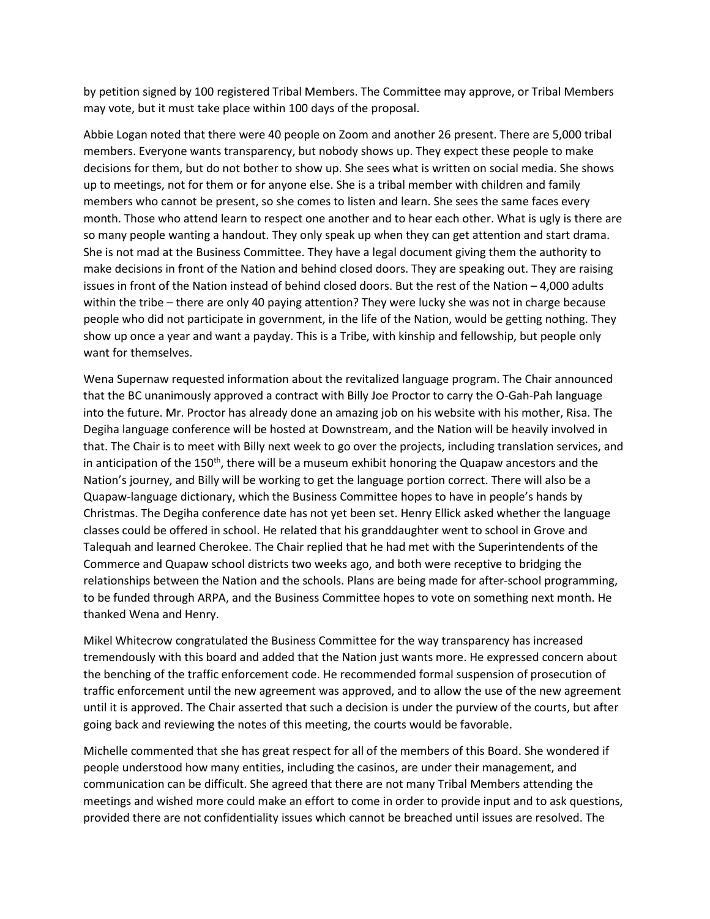by petition signed by 100 registered Tribal Members. The Committee may approve, or Tribal Members may vote, but it must take place within 100 days of the proposal.

Abbie Logan noted that there were 40 people on Zoom and another 26 present. There are 5,000 tribal members. Everyone wants transparency, but nobody shows up. They expect these people to make decisions for them, but do not bother to show up. She sees what is written on social media. She shows up to meetings, not for them or for anyone else. She is a tribal member with children and family members who cannot be present, so she comes to listen and learn. She sees the same faces every month. Those who attend learn to respect one another and to hear each other. What is ugly is there are so many people wanting a handout. They only speak up when they can get attention and start drama. She is not mad at the Business Committee. They have a legal document giving them the authority to make decisions in front of the Nation and behind closed doors. They are speaking out. They are raising issues in front of the Nation instead of behind closed doors. But the rest of the Nation – 4,000 adults within the tribe – there are only 40 paying attention? They were lucky she was not in charge because people who did not participate in government, in the life of the Nation, would be getting nothing. They show up once a year and want a payday. This is a Tribe, with kinship and fellowship, but people only want for themselves.

Wena Supernaw requested information about the revitalized language program. The Chair announced that the BC unanimously approved a contract with Billy Joe Proctor to carry the O-Gah-Pah language into the future. Mr. Proctor has already done an amazing job on his website with his mother, Risa. The Degiha language conference will be hosted at Downstream, and the Nation will be heavily involved in that. The Chair is to meet with Billy next week to go over the projects, including translation services, and in anticipation of the 150th, there will be a museum exhibit honoring the Quapaw ancestors and the Nation's journey, and Billy will be working to get the language portion correct. There will also be a Quapaw-language dictionary, which the Business Committee hopes to have in people's hands by Christmas. The Degiha conference date has not yet been set. Henry Ellick asked whether the language classes could be offered in school. He related that his granddaughter went to school in Grove and Talequah and learned Cherokee. The Chair replied that he had met with the Superintendents of the Commerce and Quapaw school districts two weeks ago, and both were receptive to bridging the relationships between the Nation and the schools. Plans are being made for after-school programming, to be funded through ARPA, and the Business Committee hopes to vote on something next month. He thanked Wena and Henry.

Mikel Whitecrow congratulated the Business Committee for the way transparency has increased tremendously with this board and added that the Nation just wants more. He expressed concern about the benching of the traffic enforcement code. He recommended formal suspension of prosecution of traffic enforcement until the new agreement was approved, and to allow the use of the new agreement until it is approved. The Chair asserted that such a decision is under the purview of the courts, but after going back and reviewing the notes of this meeting, the courts would be favorable.

Michelle commented that she has great respect for all of the members of this Board. She wondered if people understood how many entities, including the casinos, are under their management, and communication can be difficult. She agreed that there are not many Tribal Members attending the meetings and wished more could make an effort to come in order to provide input and to ask questions, provided there are not confidentiality issues which cannot be breached until issues are resolved. The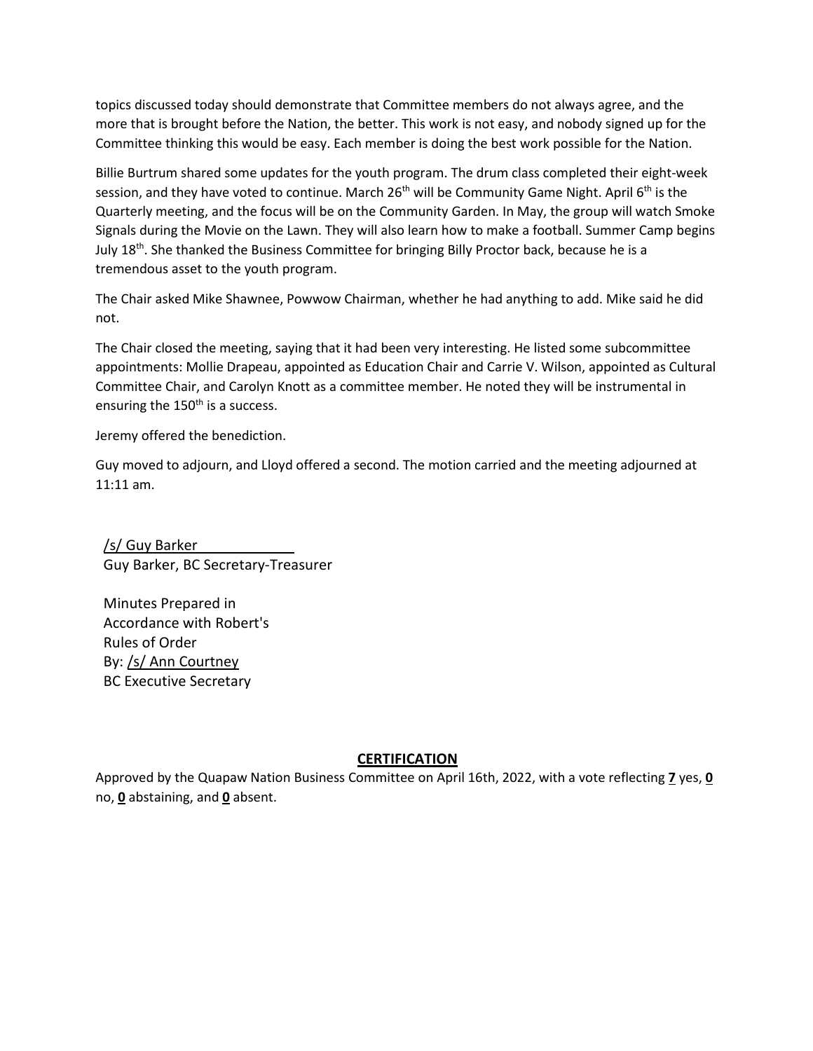topics discussed today should demonstrate that Committee members do not always agree, and the more that is brought before the Nation, the better. This work is not easy, and nobody signed up for the Committee thinking this would be easy. Each member is doing the best work possible for the Nation.

Billie Burtrum shared some updates for the youth program. The drum class completed their eight-week session, and they have voted to continue. March 26th will be Community Game Night. April 6th is the Quarterly meeting, and the focus will be on the Community Garden. In May, the group will watch Smoke Signals during the Movie on the Lawn. They will also learn how to make a football. Summer Camp begins July 18th. She thanked the Business Committee for bringing Billy Proctor back, because he is a tremendous asset to the youth program.

The Chair asked Mike Shawnee, Powwow Chairman, whether he had anything to add. Mike said he did not.

The Chair closed the meeting, saying that it had been very interesting. He listed some subcommittee appointments: Mollie Drapeau, appointed as Education Chair and Carrie V. Wilson, appointed as Cultural Committee Chair, and Carolyn Knott as a committee member. He noted they will be instrumental in ensuring the 150th is a success.

Jeremy offered the benediction.

Guy moved to adjourn, and Lloyd offered a second. The motion carried and the meeting adjourned at 11:11 am.

/s/ Guy Barker
Guy Barker, BC Secretary-Treasurer

Minutes Prepared in
Accordance with Robert's
Rules of Order
By: /s/ Ann Courtney
BC Executive Secretary

## CERTIFICATION

Approved by the Quapaw Nation Business Committee on April 16th, 2022, with a vote reflecting **7** yes, **0** no, **0** abstaining, and **0** absent.